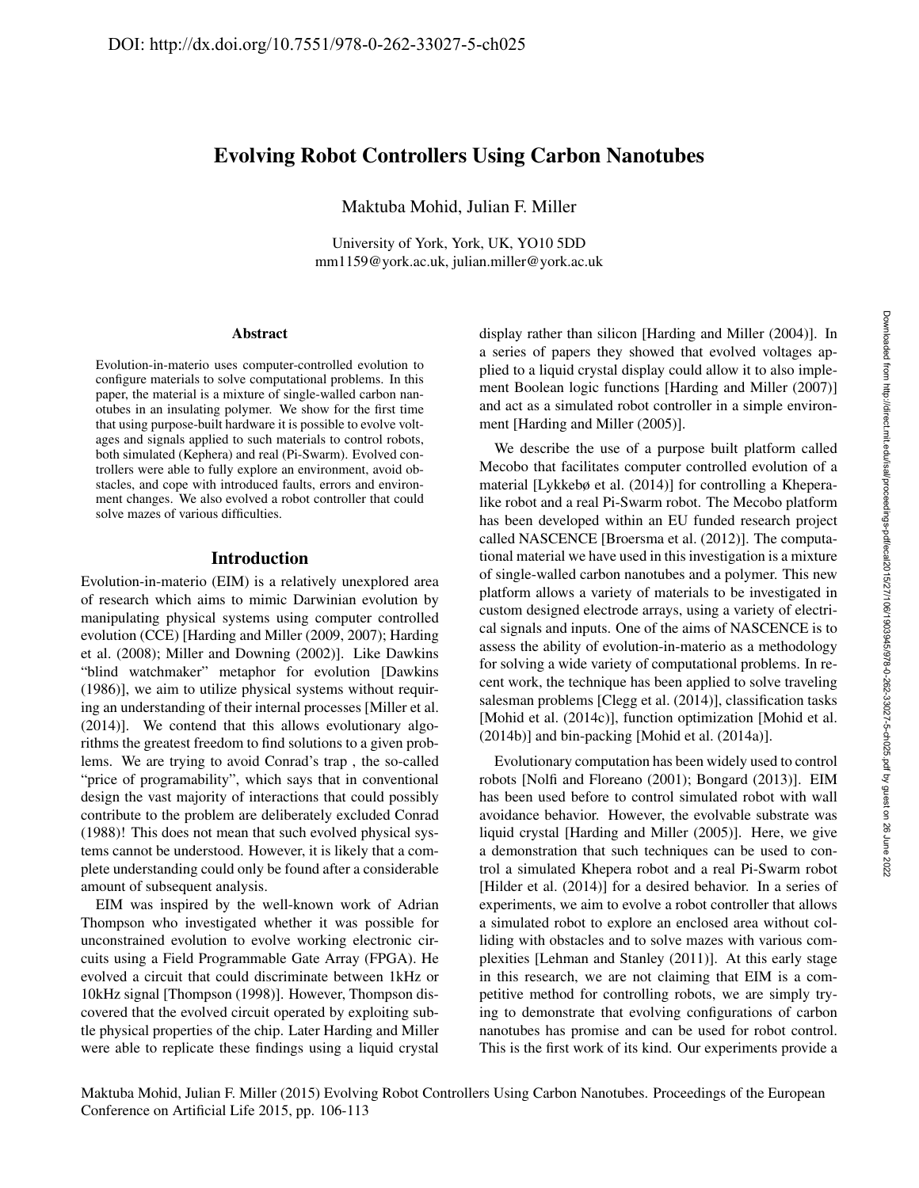DOI: http://dx.doi.org/10.7551/978-0-262-33027-5-ch025

# Evolving Robot Controllers Using Carbon Nanotubes

Maktuba Mohid, Julian F. Miller

University of York, York, UK, YO10 5DD
mm1159@york.ac.uk, julian.miller@york.ac.uk

### Abstract

Evolution-in-materio uses computer-controlled evolution to configure materials to solve computational problems. In this paper, the material is a mixture of single-walled carbon nanotubes in an insulating polymer. We show for the first time that using purpose-built hardware it is possible to evolve voltages and signals applied to such materials to control robots, both simulated (Kephera) and real (Pi-Swarm). Evolved controllers were able to fully explore an environment, avoid obstacles, and cope with introduced faults, errors and environment changes. We also evolved a robot controller that could solve mazes of various difficulties.

## Introduction

Evolution-in-materio (EIM) is a relatively unexplored area of research which aims to mimic Darwinian evolution by manipulating physical systems using computer controlled evolution (CCE) [Harding and Miller (2009, 2007); Harding et al. (2008); Miller and Downing (2002)]. Like Dawkins "blind watchmaker" metaphor for evolution [Dawkins (1986)], we aim to utilize physical systems without requiring an understanding of their internal processes [Miller et al. (2014)]. We contend that this allows evolutionary algorithms the greatest freedom to find solutions to a given problems. We are trying to avoid Conrad's trap , the so-called "price of programability", which says that in conventional design the vast majority of interactions that could possibly contribute to the problem are deliberately excluded Conrad (1988)! This does not mean that such evolved physical systems cannot be understood. However, it is likely that a complete understanding could only be found after a considerable amount of subsequent analysis.

EIM was inspired by the well-known work of Adrian Thompson who investigated whether it was possible for unconstrained evolution to evolve working electronic circuits using a Field Programmable Gate Array (FPGA). He evolved a circuit that could discriminate between 1kHz or 10kHz signal [Thompson (1998)]. However, Thompson discovered that the evolved circuit operated by exploiting subtle physical properties of the chip. Later Harding and Miller were able to replicate these findings using a liquid crystal display rather than silicon [Harding and Miller (2004)]. In a series of papers they showed that evolved voltages applied to a liquid crystal display could allow it to also implement Boolean logic functions [Harding and Miller (2007)] and act as a simulated robot controller in a simple environment [Harding and Miller (2005)].

We describe the use of a purpose built platform called Mecobo that facilitates computer controlled evolution of a material [Lykkebø et al. (2014)] for controlling a Khepera-like robot and a real Pi-Swarm robot. The Mecobo platform has been developed within an EU funded research project called NASCENCE [Broersma et al. (2012)]. The computational material we have used in this investigation is a mixture of single-walled carbon nanotubes and a polymer. This new platform allows a variety of materials to be investigated in custom designed electrode arrays, using a variety of electrical signals and inputs. One of the aims of NASCENCE is to assess the ability of evolution-in-materio as a methodology for solving a wide variety of computational problems. In recent work, the technique has been applied to solve traveling salesman problems [Clegg et al. (2014)], classification tasks [Mohid et al. (2014c)], function optimization [Mohid et al. (2014b)] and bin-packing [Mohid et al. (2014a)].

Evolutionary computation has been widely used to control robots [Nolfi and Floreano (2001); Bongard (2013)]. EIM has been used before to control simulated robot with wall avoidance behavior. However, the evolvable substrate was liquid crystal [Harding and Miller (2005)]. Here, we give a demonstration that such techniques can be used to control a simulated Khepera robot and a real Pi-Swarm robot [Hilder et al. (2014)] for a desired behavior. In a series of experiments, we aim to evolve a robot controller that allows a simulated robot to explore an enclosed area without colliding with obstacles and to solve mazes with various complexities [Lehman and Stanley (2011)]. At this early stage in this research, we are not claiming that EIM is a competitive method for controlling robots, we are simply trying to demonstrate that evolving configurations of carbon nanotubes has promise and can be used for robot control. This is the first work of its kind. Our experiments provide a

Maktuba Mohid, Julian F. Miller (2015) Evolving Robot Controllers Using Carbon Nanotubes. Proceedings of the European Conference on Artificial Life 2015, pp. 106-113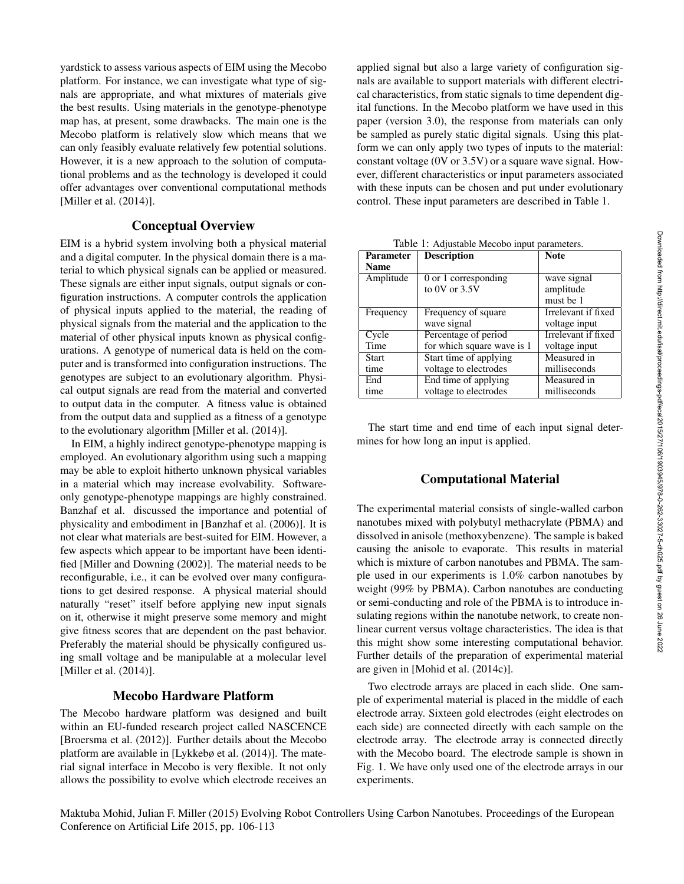yardstick to assess various aspects of EIM using the Mecobo platform. For instance, we can investigate what type of signals are appropriate, and what mixtures of materials give the best results. Using materials in the genotype-phenotype map has, at present, some drawbacks. The main one is the Mecobo platform is relatively slow which means that we can only feasibly evaluate relatively few potential solutions. However, it is a new approach to the solution of computational problems and as the technology is developed it could offer advantages over conventional computational methods [Miller et al. (2014)].

## Conceptual Overview

EIM is a hybrid system involving both a physical material and a digital computer. In the physical domain there is a material to which physical signals can be applied or measured. These signals are either input signals, output signals or configuration instructions. A computer controls the application of physical inputs applied to the material, the reading of physical signals from the material and the application to the material of other physical inputs known as physical configurations. A genotype of numerical data is held on the computer and is transformed into configuration instructions. The genotypes are subject to an evolutionary algorithm. Physical output signals are read from the material and converted to output data in the computer. A fitness value is obtained from the output data and supplied as a fitness of a genotype to the evolutionary algorithm [Miller et al. (2014)].

In EIM, a highly indirect genotype-phenotype mapping is employed. An evolutionary algorithm using such a mapping may be able to exploit hitherto unknown physical variables in a material which may increase evolvability. Software-only genotype-phenotype mappings are highly constrained. Banzhaf et al. discussed the importance and potential of physicality and embodiment in [Banzhaf et al. (2006)]. It is not clear what materials are best-suited for EIM. However, a few aspects which appear to be important have been identified [Miller and Downing (2002)]. The material needs to be reconfigurable, i.e., it can be evolved over many configurations to get desired response. A physical material should naturally "reset" itself before applying new input signals on it, otherwise it might preserve some memory and might give fitness scores that are dependent on the past behavior. Preferably the material should be physically configured using small voltage and be manipulable at a molecular level [Miller et al. (2014)].

## Mecobo Hardware Platform

The Mecobo hardware platform was designed and built within an EU-funded research project called NASCENCE [Broersma et al. (2012)]. Further details about the Mecobo platform are available in [Lykkebø et al. (2014)]. The material signal interface in Mecobo is very flexible. It not only allows the possibility to evolve which electrode receives an applied signal but also a large variety of configuration signals are available to support materials with different electrical characteristics, from static signals to time dependent digital functions. In the Mecobo platform we have used in this paper (version 3.0), the response from materials can only be sampled as purely static digital signals. Using this platform we can only apply two types of inputs to the material: constant voltage (0V or 3.5V) or a square wave signal. However, different characteristics or input parameters associated with these inputs can be chosen and put under evolutionary control. These input parameters are described in Table 1.

Table 1: Adjustable Mecobo input parameters.

| Parameter Name | Description | Note |
|---|---|---|
| Amplitude | 0 or 1 corresponding to 0V or 3.5V | wave signal amplitude must be 1 |
| Frequency | Frequency of square wave signal | Irrelevant if fixed voltage input |
| Cycle Time | Percentage of period for which square wave is 1 | Irrelevant if fixed voltage input |
| Start time | Start time of applying voltage to electrodes | Measured in milliseconds |
| End time | End time of applying voltage to electrodes | Measured in milliseconds |

The start time and end time of each input signal determines for how long an input is applied.

## Computational Material

The experimental material consists of single-walled carbon nanotubes mixed with polybutyl methacrylate (PBMA) and dissolved in anisole (methoxybenzene). The sample is baked causing the anisole to evaporate. This results in material which is mixture of carbon nanotubes and PBMA. The sample used in our experiments is 1.0% carbon nanotubes by weight (99% by PBMA). Carbon nanotubes are conducting or semi-conducting and role of the PBMA is to introduce insulating regions within the nanotube network, to create non-linear current versus voltage characteristics. The idea is that this might show some interesting computational behavior. Further details of the preparation of experimental material are given in [Mohid et al. (2014c)].

Two electrode arrays are placed in each slide. One sample of experimental material is placed in the middle of each electrode array. Sixteen gold electrodes (eight electrodes on each side) are connected directly with each sample on the electrode array. The electrode array is connected directly with the Mecobo board. The electrode sample is shown in Fig. 1. We have only used one of the electrode arrays in our experiments.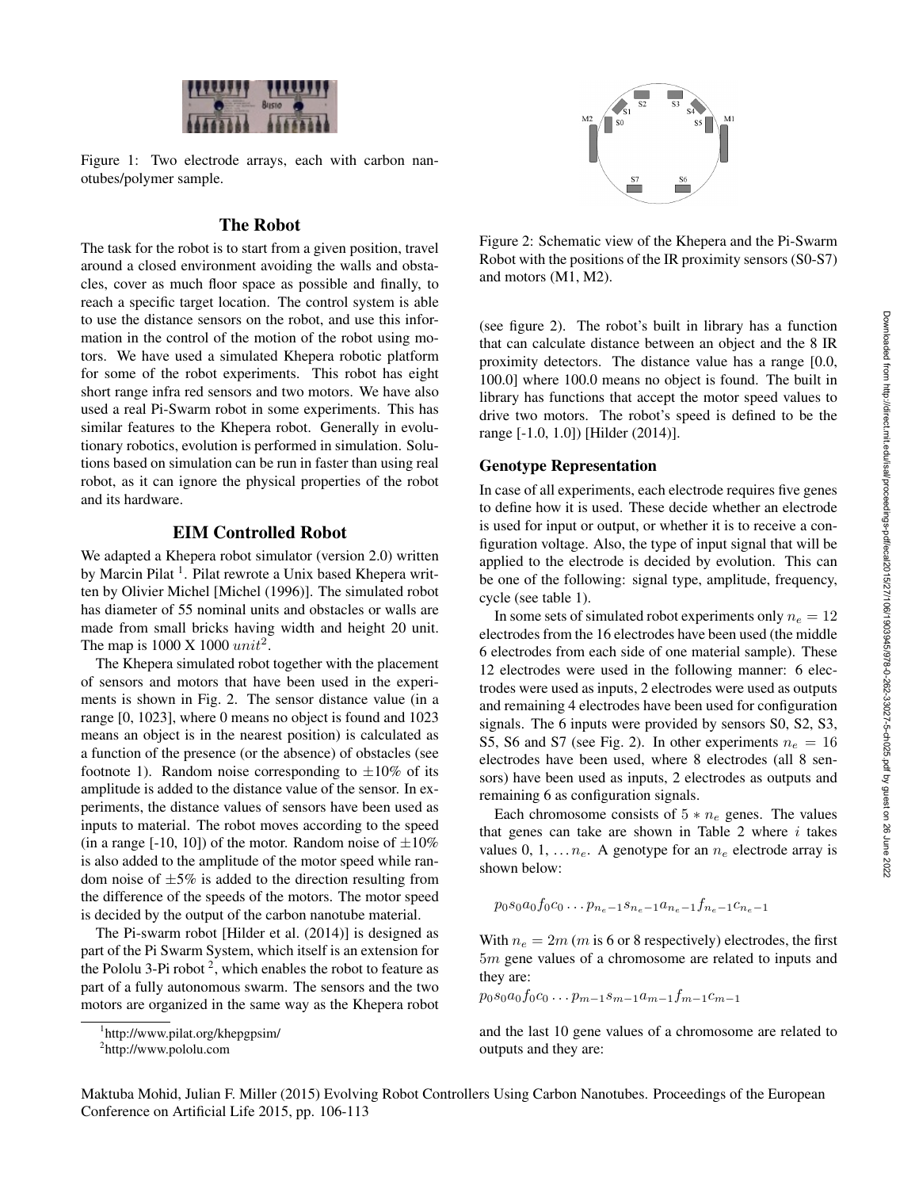Figure 1: Two electrode arrays, each with carbon nanotubes/polymer sample.

## The Robot

The task for the robot is to start from a given position, travel around a closed environment avoiding the walls and obstacles, cover as much floor space as possible and finally, to reach a specific target location. The control system is able to use the distance sensors on the robot, and use this information in the control of the motion of the robot using motors. We have used a simulated Khepera robotic platform for some of the robot experiments. This robot has eight short range infra red sensors and two motors. We have also used a real Pi-Swarm robot in some experiments. This has similar features to the Khepera robot. Generally in evolutionary robotics, evolution is performed in simulation. Solutions based on simulation can be run in faster than using real robot, as it can ignore the physical properties of the robot and its hardware.

## EIM Controlled Robot

We adapted a Khepera robot simulator (version 2.0) written by Marcin Pilat [1]. Pilat rewrote a Unix based Khepera written by Olivier Michel [Michel (1996)]. The simulated robot has diameter of 55 nominal units and obstacles or walls are made from small bricks having width and height 20 unit. The map is 1000 X 1000 $unit^2$.

The Khepera simulated robot together with the placement of sensors and motors that have been used in the experiments is shown in Fig. 2. The sensor distance value (in a range [0, 1023], where 0 means no object is found and 1023 means an object is in the nearest position) is calculated as a function of the presence (or the absence) of obstacles (see footnote 1). Random noise corresponding to $\pm10\%$ of its amplitude is added to the distance value of the sensor. In experiments, the distance values of sensors have been used as inputs to material. The robot moves according to the speed (in a range [-10, 10]) of the motor. Random noise of $\pm10\%$ is also added to the amplitude of the motor speed while random noise of $\pm5\%$ is added to the direction resulting from the difference of the speeds of the motors. The motor speed is decided by the output of the carbon nanotube material.

The Pi-swarm robot [Hilder et al. (2014)] is designed as part of the Pi Swarm System, which itself is an extension for the Pololu 3-Pi robot [2], which enables the robot to feature as part of a fully autonomous swarm. The sensors and the two motors are organized in the same way as the Khepera robot (see figure 2). The robot's built in library has a function that can calculate distance between an object and the 8 IR proximity detectors. The distance value has a range [0.0, 100.0] where 100.0 means no object is found. The built in library has functions that accept the motor speed values to drive two motors. The robot's speed is defined to be the range [-1.0, 1.0]) [Hilder (2014)].

Figure 2: Schematic view of the Khepera and the Pi-Swarm Robot with the positions of the IR proximity sensors (S0-S7) and motors (M1, M2).

### Genotype Representation

In case of all experiments, each electrode requires five genes to define how it is used. These decide whether an electrode is used for input or output, or whether it is to receive a configuration voltage. Also, the type of input signal that will be applied to the electrode is decided by evolution. This can be one of the following: signal type, amplitude, frequency, cycle (see table 1).

In some sets of simulated robot experiments only $n_e = 12$ electrodes from the 16 electrodes have been used (the middle 6 electrodes from each side of one material sample). These 12 electrodes were used in the following manner: 6 electrodes were used as inputs, 2 electrodes were used as outputs and remaining 4 electrodes have been used for configuration signals. The 6 inputs were provided by sensors S0, S2, S3, S5, S6 and S7 (see Fig. 2). In other experiments $n_e = 16$ electrodes have been used, where 8 electrodes (all 8 sensors) have been used as inputs, 2 electrodes as outputs and remaining 6 as configuration signals.

Each chromosome consists of $5 * n_e$ genes. The values that genes can take are shown in Table 2 where $i$ takes values 0, 1, ... $n_e$. A genotype for an $n_e$ electrode array is shown below:

$$p_0 s_0 a_0 f_0 c_0 \dots p_{n_e-1} s_{n_e-1} a_{n_e-1} f_{n_e-1} c_{n_e-1}$$

With $n_e = 2m$ ($m$ is 6 or 8 respectively) electrodes, the first $5m$ gene values of a chromosome are related to inputs and they are:

$$p_0 s_0 a_0 f_0 c_0 \dots p_{m-1} s_{m-1} a_{m-1} f_{m-1} c_{m-1}$$

and the last 10 gene values of a chromosome are related to outputs and they are:

[1] http://www.pilat.org/khepgpsim/

[2] http://www.pololu.com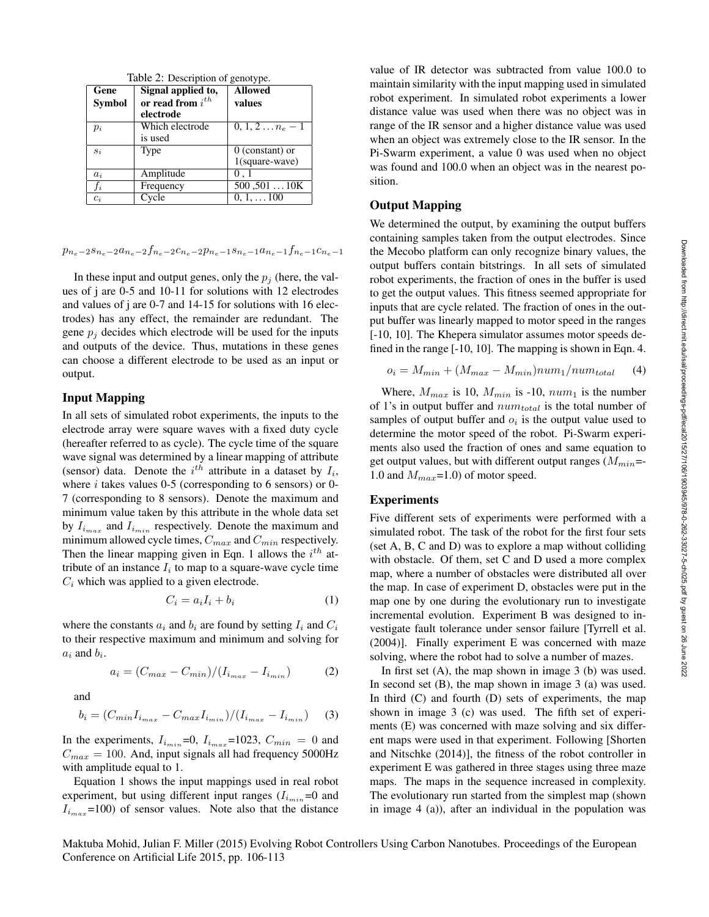Table 2: Description of genotype.

| Gene Symbol | Signal applied to, or read from $i^{th}$ electrode | Allowed values |
|---|---|---|
| $p_i$ | Which electrode is used | $0, 1, 2 \ldots n_e - 1$ |
| $s_i$ | Type | 0 (constant) or 1(square-wave) |
| $a_i$ | Amplitude | 0 , 1 |
| $f_i$ | Frequency | 500 ,501 … 10K |
| $c_i$ | Cycle | $0, 1, \ldots 100$ |

$$p_{n_e-2}s_{n_e-2}a_{n_e-2}f_{n_e-2}c_{n_e-2}p_{n_e-1}s_{n_e-1}a_{n_e-1}f_{n_e-1}c_{n_e-1}$$

In these input and output genes, only the $p_j$ (here, the values of j are 0-5 and 10-11 for solutions with 12 electrodes and values of j are 0-7 and 14-15 for solutions with 16 electrodes) has any effect, the remainder are redundant. The gene $p_j$ decides which electrode will be used for the inputs and outputs of the device. Thus, mutations in these genes can choose a different electrode to be used as an input or output.

## Input Mapping

In all sets of simulated robot experiments, the inputs to the electrode array were square waves with a fixed duty cycle (hereafter referred to as cycle). The cycle time of the square wave signal was determined by a linear mapping of attribute (sensor) data. Denote the $i^{th}$ attribute in a dataset by $I_i$, where $i$ takes values 0-5 (corresponding to 6 sensors) or 0-7 (corresponding to 8 sensors). Denote the maximum and minimum value taken by this attribute in the whole data set by $I_{i_{max}}$ and $I_{i_{min}}$ respectively. Denote the maximum and minimum allowed cycle times, $C_{max}$ and $C_{min}$ respectively. Then the linear mapping given in Eqn. 1 allows the $i^{th}$ attribute of an instance $I_i$ to map to a square-wave cycle time $C_i$ which was applied to a given electrode.

$$C_i = a_i I_i + b_i \tag{1}$$

where the constants $a_i$ and $b_i$ are found by setting $I_i$ and $C_i$ to their respective maximum and minimum and solving for $a_i$ and $b_i$.

$$a_i = (C_{max} - C_{min})/(I_{i_{max}} - I_{i_{min}}) \tag{2}$$

and

$$b_i = (C_{min} I_{i_{max}} - C_{max} I_{i_{min}})/(I_{i_{max}} - I_{i_{min}}) \tag{3}$$

In the experiments, $I_{i_{min}}$=0, $I_{i_{max}}$=1023, $C_{min} = 0$ and $C_{max} = 100$. And, input signals all had frequency 5000Hz with amplitude equal to 1.

Equation 1 shows the input mappings used in real robot experiment, but using different input ranges ($I_{i_{min}}$=0 and $I_{i_{max}}$=100) of sensor values. Note also that the distance value of IR detector was subtracted from value 100.0 to maintain similarity with the input mapping used in simulated robot experiment. In simulated robot experiments a lower distance value was used when there was no object was in range of the IR sensor and a higher distance value was used when an object was extremely close to the IR sensor. In the Pi-Swarm experiment, a value 0 was used when no object was found and 100.0 when an object was in the nearest position.

## Output Mapping

We determined the output, by examining the output buffers containing samples taken from the output electrodes. Since the Mecobo platform can only recognize binary values, the output buffers contain bitstrings. In all sets of simulated robot experiments, the fraction of ones in the buffer is used to get the output values. This fitness seemed appropriate for inputs that are cycle related. The fraction of ones in the output buffer was linearly mapped to motor speed in the ranges [-10, 10]. The Khepera simulator assumes motor speeds defined in the range [-10, 10]. The mapping is shown in Eqn. 4.

$$o_i = M_{min} + (M_{max} - M_{min}) num_1 / num_{total} \tag{4}$$

Where, $M_{max}$ is 10, $M_{min}$ is -10, $num_1$ is the number of 1's in output buffer and $num_{total}$ is the total number of samples of output buffer and $o_i$ is the output value used to determine the motor speed of the robot. Pi-Swarm experiments also used the fraction of ones and same equation to get output values, but with different output ranges ($M_{min}$=-1.0 and $M_{max}$=1.0) of motor speed.

## Experiments

Five different sets of experiments were performed with a simulated robot. The task of the robot for the first four sets (set A, B, C and D) was to explore a map without colliding with obstacle. Of them, set C and D used a more complex map, where a number of obstacles were distributed all over the map. In case of experiment D, obstacles were put in the map one by one during the evolutionary run to investigate incremental evolution. Experiment B was designed to investigate fault tolerance under sensor failure [Tyrrell et al. (2004)]. Finally experiment E was concerned with maze solving, where the robot had to solve a number of mazes.

In first set (A), the map shown in image 3 (b) was used. In second set (B), the map shown in image 3 (a) was used. In third (C) and fourth (D) sets of experiments, the map shown in image 3 (c) was used. The fifth set of experiments (E) was concerned with maze solving and six different maps were used in that experiment. Following [Shorten and Nitschke (2014)], the fitness of the robot controller in experiment E was gathered in three stages using three maze maps. The maps in the sequence increased in complexity. The evolutionary run started from the simplest map (shown in image 4 (a)), after an individual in the population was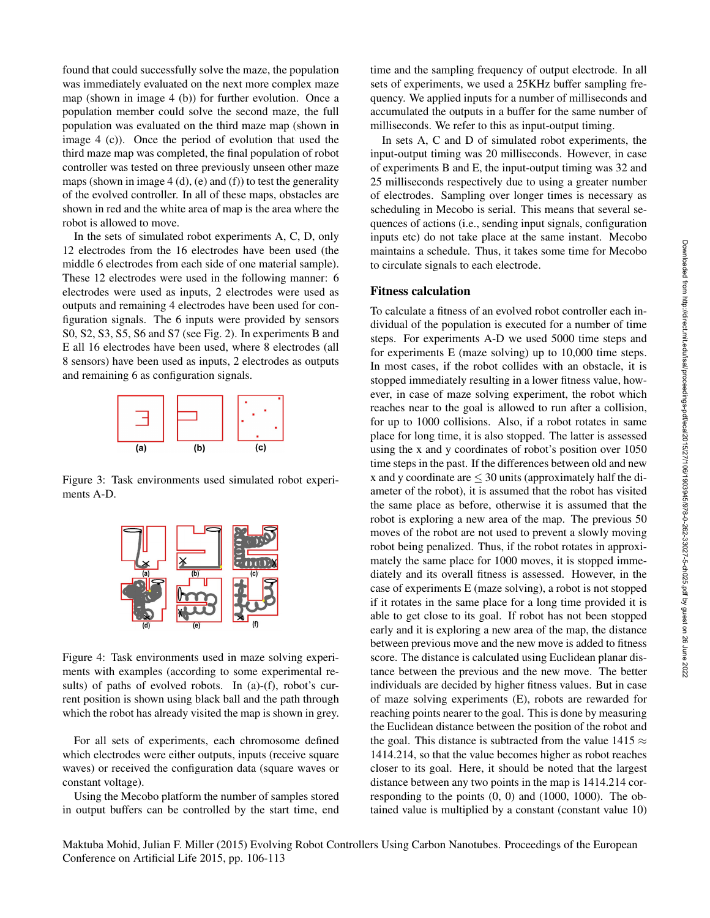found that could successfully solve the maze, the population was immediately evaluated on the next more complex maze map (shown in image 4 (b)) for further evolution. Once a population member could solve the second maze, the full population was evaluated on the third maze map (shown in image 4 (c)). Once the period of evolution that used the third maze map was completed, the final population of robot controller was tested on three previously unseen other maze maps (shown in image 4 (d), (e) and (f)) to test the generality of the evolved controller. In all of these maps, obstacles are shown in red and the white area of map is the area where the robot is allowed to move.

In the sets of simulated robot experiments A, C, D, only 12 electrodes from the 16 electrodes have been used (the middle 6 electrodes from each side of one material sample). These 12 electrodes were used in the following manner: 6 electrodes were used as inputs, 2 electrodes were used as outputs and remaining 4 electrodes have been used for configuration signals. The 6 inputs were provided by sensors S0, S2, S3, S5, S6 and S7 (see Fig. 2). In experiments B and E all 16 electrodes have been used, where 8 electrodes (all 8 sensors) have been used as inputs, 2 electrodes as outputs and remaining 6 as configuration signals.

Figure 3: Task environments used simulated robot experiments A-D.

Figure 4: Task environments used in maze solving experiments with examples (according to some experimental results) of paths of evolved robots. In (a)-(f), robot's current position is shown using black ball and the path through which the robot has already visited the map is shown in grey.

For all sets of experiments, each chromosome defined which electrodes were either outputs, inputs (receive square waves) or received the configuration data (square waves or constant voltage).

Using the Mecobo platform the number of samples stored in output buffers can be controlled by the start time, end time and the sampling frequency of output electrode. In all sets of experiments, we used a 25KHz buffer sampling frequency. We applied inputs for a number of milliseconds and accumulated the outputs in a buffer for the same number of milliseconds. We refer to this as input-output timing.

In sets A, C and D of simulated robot experiments, the input-output timing was 20 milliseconds. However, in case of experiments B and E, the input-output timing was 32 and 25 milliseconds respectively due to using a greater number of electrodes. Sampling over longer times is necessary as scheduling in Mecobo is serial. This means that several sequences of actions (i.e., sending input signals, configuration inputs etc) do not take place at the same instant. Mecobo maintains a schedule. Thus, it takes some time for Mecobo to circulate signals to each electrode.

## Fitness calculation

To calculate a fitness of an evolved robot controller each individual of the population is executed for a number of time steps. For experiments A-D we used 5000 time steps and for experiments E (maze solving) up to 10,000 time steps. In most cases, if the robot collides with an obstacle, it is stopped immediately resulting in a lower fitness value, however, in case of maze solving experiment, the robot which reaches near to the goal is allowed to run after a collision, for up to 1000 collisions. Also, if a robot rotates in same place for long time, it is also stopped. The latter is assessed using the x and y coordinates of robot's position over 1050 time steps in the past. If the differences between old and new x and y coordinate are $\leq 30$ units (approximately half the diameter of the robot), it is assumed that the robot has visited the same place as before, otherwise it is assumed that the robot is exploring a new area of the map. The previous 50 moves of the robot are not used to prevent a slowly moving robot being penalized. Thus, if the robot rotates in approximately the same place for 1000 moves, it is stopped immediately and its overall fitness is assessed. However, in the case of experiments E (maze solving), a robot is not stopped if it rotates in the same place for a long time provided it is able to get close to its goal. If robot has not been stopped early and it is exploring a new area of the map, the distance between previous move and the new move is added to fitness score. The distance is calculated using Euclidean planar distance between the previous and the new move. The better individuals are decided by higher fitness values. But in case of maze solving experiments (E), robots are rewarded for reaching points nearer to the goal. This is done by measuring the Euclidean distance between the position of the robot and the goal. This distance is subtracted from the value $1415 \approx 1414.214$, so that the value becomes higher as robot reaches closer to its goal. Here, it should be noted that the largest distance between any two points in the map is 1414.214 corresponding to the points (0, 0) and (1000, 1000). The obtained value is multiplied by a constant (constant value 10)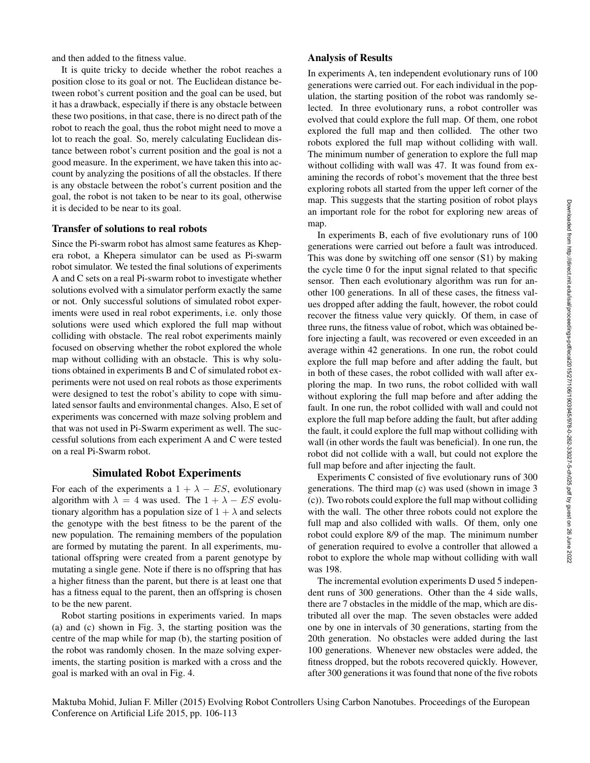and then added to the fitness value.

It is quite tricky to decide whether the robot reaches a position close to its goal or not. The Euclidean distance between robot's current position and the goal can be used, but it has a drawback, especially if there is any obstacle between these two positions, in that case, there is no direct path of the robot to reach the goal, thus the robot might need to move a lot to reach the goal. So, merely calculating Euclidean distance between robot's current position and the goal is not a good measure. In the experiment, we have taken this into account by analyzing the positions of all the obstacles. If there is any obstacle between the robot's current position and the goal, the robot is not taken to be near to its goal, otherwise it is decided to be near to its goal.

### Transfer of solutions to real robots

Since the Pi-swarm robot has almost same features as Khepera robot, a Khepera simulator can be used as Pi-swarm robot simulator. We tested the final solutions of experiments A and C sets on a real Pi-swarm robot to investigate whether solutions evolved with a simulator perform exactly the same or not. Only successful solutions of simulated robot experiments were used in real robot experiments, i.e. only those solutions were used which explored the full map without colliding with obstacle. The real robot experiments mainly focused on observing whether the robot explored the whole map without colliding with an obstacle. This is why solutions obtained in experiments B and C of simulated robot experiments were not used on real robots as those experiments were designed to test the robot's ability to cope with simulated sensor faults and environmental changes. Also, E set of experiments was concerned with maze solving problem and that was not used in Pi-Swarm experiment as well. The successful solutions from each experiment A and C were tested on a real Pi-Swarm robot.

## Simulated Robot Experiments

For each of the experiments a $1 + \lambda - ES$, evolutionary algorithm with $\lambda = 4$ was used. The $1 + \lambda - ES$ evolutionary algorithm has a population size of $1 + \lambda$ and selects the genotype with the best fitness to be the parent of the new population. The remaining members of the population are formed by mutating the parent. In all experiments, mutational offspring were created from a parent genotype by mutating a single gene. Note if there is no offspring that has a higher fitness than the parent, but there is at least one that has a fitness equal to the parent, then an offspring is chosen to be the new parent.

Robot starting positions in experiments varied. In maps (a) and (c) shown in Fig. 3, the starting position was the centre of the map while for map (b), the starting position of the robot was randomly chosen. In the maze solving experiments, the starting position is marked with a cross and the goal is marked with an oval in Fig. 4.

### Analysis of Results

In experiments A, ten independent evolutionary runs of 100 generations were carried out. For each individual in the population, the starting position of the robot was randomly selected. In three evolutionary runs, a robot controller was evolved that could explore the full map. Of them, one robot explored the full map and then collided. The other two robots explored the full map without colliding with wall. The minimum number of generation to explore the full map without colliding with wall was 47. It was found from examining the records of robot's movement that the three best exploring robots all started from the upper left corner of the map. This suggests that the starting position of robot plays an important role for the robot for exploring new areas of map.

In experiments B, each of five evolutionary runs of 100 generations were carried out before a fault was introduced. This was done by switching off one sensor (S1) by making the cycle time 0 for the input signal related to that specific sensor. Then each evolutionary algorithm was run for another 100 generations. In all of these cases, the fitness values dropped after adding the fault, however, the robot could recover the fitness value very quickly. Of them, in case of three runs, the fitness value of robot, which was obtained before injecting a fault, was recovered or even exceeded in an average within 42 generations. In one run, the robot could explore the full map before and after adding the fault, but in both of these cases, the robot collided with wall after exploring the map. In two runs, the robot collided with wall without exploring the full map before and after adding the fault. In one run, the robot collided with wall and could not explore the full map before adding the fault, but after adding the fault, it could explore the full map without colliding with wall (in other words the fault was beneficial). In one run, the robot did not collide with a wall, but could not explore the full map before and after injecting the fault.

Experiments C consisted of five evolutionary runs of 300 generations. The third map (c) was used (shown in image 3 (c)). Two robots could explore the full map without colliding with the wall. The other three robots could not explore the full map and also collided with walls. Of them, only one robot could explore 8/9 of the map. The minimum number of generation required to evolve a controller that allowed a robot to explore the whole map without colliding with wall was 198.

The incremental evolution experiments D used 5 independent runs of 300 generations. Other than the 4 side walls, there are 7 obstacles in the middle of the map, which are distributed all over the map. The seven obstacles were added one by one in intervals of 30 generations, starting from the 20th generation. No obstacles were added during the last 100 generations. Whenever new obstacles were added, the fitness dropped, but the robots recovered quickly. However, after 300 generations it was found that none of the five robots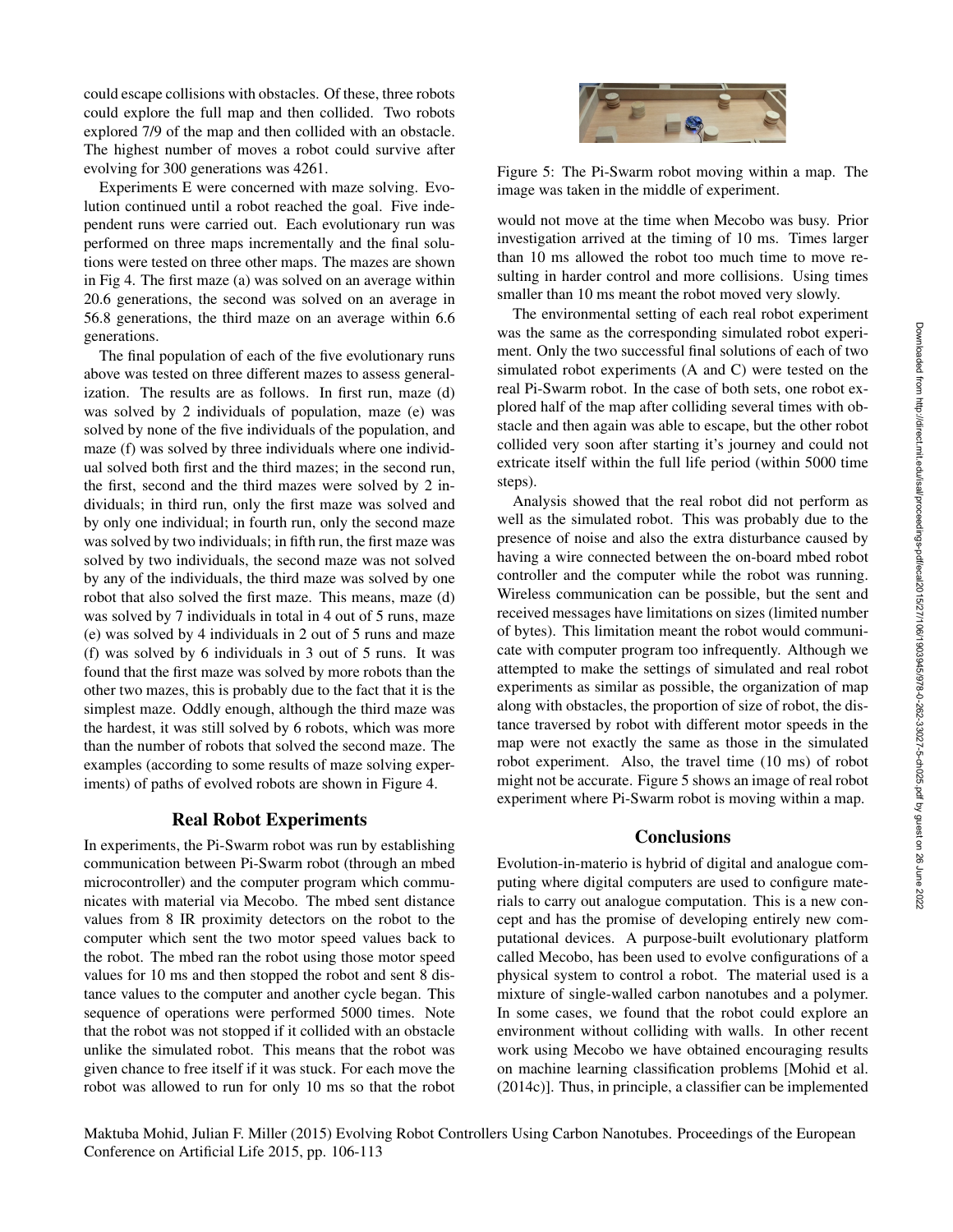could escape collisions with obstacles. Of these, three robots could explore the full map and then collided. Two robots explored 7/9 of the map and then collided with an obstacle. The highest number of moves a robot could survive after evolving for 300 generations was 4261.

Experiments E were concerned with maze solving. Evolution continued until a robot reached the goal. Five independent runs were carried out. Each evolutionary run was performed on three maps incrementally and the final solutions were tested on three other maps. The mazes are shown in Fig 4. The first maze (a) was solved on an average within 20.6 generations, the second was solved on an average in 56.8 generations, the third maze on an average within 6.6 generations.

The final population of each of the five evolutionary runs above was tested on three different mazes to assess generalization. The results are as follows. In first run, maze (d) was solved by 2 individuals of population, maze (e) was solved by none of the five individuals of the population, and maze (f) was solved by three individuals where one individual solved both first and the third mazes; in the second run, the first, second and the third mazes were solved by 2 individuals; in third run, only the first maze was solved and by only one individual; in fourth run, only the second maze was solved by two individuals; in fifth run, the first maze was solved by two individuals, the second maze was not solved by any of the individuals, the third maze was solved by one robot that also solved the first maze. This means, maze (d) was solved by 7 individuals in total in 4 out of 5 runs, maze (e) was solved by 4 individuals in 2 out of 5 runs and maze (f) was solved by 6 individuals in 3 out of 5 runs. It was found that the first maze was solved by more robots than the other two mazes, this is probably due to the fact that it is the simplest maze. Oddly enough, although the third maze was the hardest, it was still solved by 6 robots, which was more than the number of robots that solved the second maze. The examples (according to some results of maze solving experiments) of paths of evolved robots are shown in Figure 4.

## Real Robot Experiments

In experiments, the Pi-Swarm robot was run by establishing communication between Pi-Swarm robot (through an mbed microcontroller) and the computer program which communicates with material via Mecobo. The mbed sent distance values from 8 IR proximity detectors on the robot to the computer which sent the two motor speed values back to the robot. The mbed ran the robot using those motor speed values for 10 ms and then stopped the robot and sent 8 distance values to the computer and another cycle began. This sequence of operations were performed 5000 times. Note that the robot was not stopped if it collided with an obstacle unlike the simulated robot. This means that the robot was given chance to free itself if it was stuck. For each move the robot was allowed to run for only 10 ms so that the robot would not move at the time when Mecobo was busy. Prior investigation arrived at the timing of 10 ms. Times larger than 10 ms allowed the robot too much time to move resulting in harder control and more collisions. Using times smaller than 10 ms meant the robot moved very slowly.

Figure 5: The Pi-Swarm robot moving within a map. The image was taken in the middle of experiment.

The environmental setting of each real robot experiment was the same as the corresponding simulated robot experiment. Only the two successful final solutions of each of two simulated robot experiments (A and C) were tested on the real Pi-Swarm robot. In the case of both sets, one robot explored half of the map after colliding several times with obstacle and then again was able to escape, but the other robot collided very soon after starting it's journey and could not extricate itself within the full life period (within 5000 time steps).

Analysis showed that the real robot did not perform as well as the simulated robot. This was probably due to the presence of noise and also the extra disturbance caused by having a wire connected between the on-board mbed robot controller and the computer while the robot was running. Wireless communication can be possible, but the sent and received messages have limitations on sizes (limited number of bytes). This limitation meant the robot would communicate with computer program too infrequently. Although we attempted to make the settings of simulated and real robot experiments as similar as possible, the organization of map along with obstacles, the proportion of size of robot, the distance traversed by robot with different motor speeds in the map were not exactly the same as those in the simulated robot experiment. Also, the travel time (10 ms) of robot might not be accurate. Figure 5 shows an image of real robot experiment where Pi-Swarm robot is moving within a map.

## Conclusions

Evolution-in-materio is hybrid of digital and analogue computing where digital computers are used to configure materials to carry out analogue computation. This is a new concept and has the promise of developing entirely new computational devices. A purpose-built evolutionary platform called Mecobo, has been used to evolve configurations of a physical system to control a robot. The material used is a mixture of single-walled carbon nanotubes and a polymer. In some cases, we found that the robot could explore an environment without colliding with walls. In other recent work using Mecobo we have obtained encouraging results on machine learning classification problems [Mohid et al. (2014c)]. Thus, in principle, a classifier can be implemented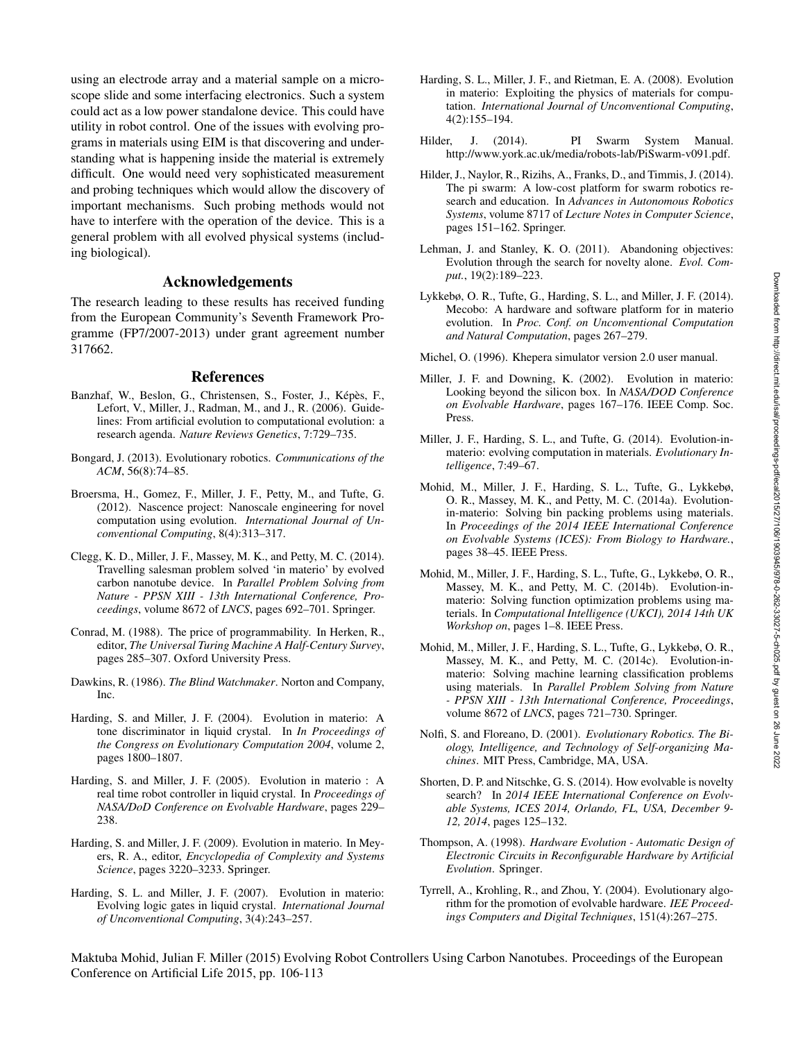using an electrode array and a material sample on a microscope slide and some interfacing electronics. Such a system could act as a low power standalone device. This could have utility in robot control. One of the issues with evolving programs in materials using EIM is that discovering and understanding what is happening inside the material is extremely difficult. One would need very sophisticated measurement and probing techniques which would allow the discovery of important mechanisms. Such probing methods would not have to interfere with the operation of the device. This is a general problem with all evolved physical systems (including biological).

## Acknowledgements

The research leading to these results has received funding from the European Community's Seventh Framework Programme (FP7/2007-2013) under grant agreement number 317662.

## References

Banzhaf, W., Beslon, G., Christensen, S., Foster, J., Képès, F., Lefort, V., Miller, J., Radman, M., and J., R. (2006). Guidelines: From artificial evolution to computational evolution: a research agenda. *Nature Reviews Genetics*, 7:729–735.

Bongard, J. (2013). Evolutionary robotics. *Communications of the ACM*, 56(8):74–85.

Broersma, H., Gomez, F., Miller, J. F., Petty, M., and Tufte, G. (2012). Nascence project: Nanoscale engineering for novel computation using evolution. *International Journal of Unconventional Computing*, 8(4):313–317.

Clegg, K. D., Miller, J. F., Massey, M. K., and Petty, M. C. (2014). Travelling salesman problem solved 'in materio' by evolved carbon nanotube device. In *Parallel Problem Solving from Nature - PPSN XIII - 13th International Conference, Proceedings*, volume 8672 of *LNCS*, pages 692–701. Springer.

Conrad, M. (1988). The price of programmability. In Herken, R., editor, *The Universal Turing Machine A Half-Century Survey*, pages 285–307. Oxford University Press.

Dawkins, R. (1986). *The Blind Watchmaker*. Norton and Company, Inc.

Harding, S. and Miller, J. F. (2004). Evolution in materio: A tone discriminator in liquid crystal. In *In Proceedings of the Congress on Evolutionary Computation 2004*, volume 2, pages 1800–1807.

Harding, S. and Miller, J. F. (2005). Evolution in materio : A real time robot controller in liquid crystal. In *Proceedings of NASA/DoD Conference on Evolvable Hardware*, pages 229–238.

Harding, S. and Miller, J. F. (2009). Evolution in materio. In Meyers, R. A., editor, *Encyclopedia of Complexity and Systems Science*, pages 3220–3233. Springer.

Harding, S. L. and Miller, J. F. (2007). Evolution in materio: Evolving logic gates in liquid crystal. *International Journal of Unconventional Computing*, 3(4):243–257.

Harding, S. L., Miller, J. F., and Rietman, E. A. (2008). Evolution in materio: Exploiting the physics of materials for computation. *International Journal of Unconventional Computing*, 4(2):155–194.

Hilder, J. (2014). PI Swarm System Manual. http://www.york.ac.uk/media/robots-lab/PiSwarm-v091.pdf.

Hilder, J., Naylor, R., Rizihs, A., Franks, D., and Timmis, J. (2014). The pi swarm: A low-cost platform for swarm robotics research and education. In *Advances in Autonomous Robotics Systems*, volume 8717 of *Lecture Notes in Computer Science*, pages 151–162. Springer.

Lehman, J. and Stanley, K. O. (2011). Abandoning objectives: Evolution through the search for novelty alone. *Evol. Comput.*, 19(2):189–223.

Lykkebø, O. R., Tufte, G., Harding, S. L., and Miller, J. F. (2014). Mecobo: A hardware and software platform for in materio evolution. In *Proc. Conf. on Unconventional Computation and Natural Computation*, pages 267–279.

Michel, O. (1996). Khepera simulator version 2.0 user manual.

Miller, J. F. and Downing, K. (2002). Evolution in materio: Looking beyond the silicon box. In *NASA/DOD Conference on Evolvable Hardware*, pages 167–176. IEEE Comp. Soc. Press.

Miller, J. F., Harding, S. L., and Tufte, G. (2014). Evolution-in-materio: evolving computation in materials. *Evolutionary Intelligence*, 7:49–67.

Mohid, M., Miller, J. F., Harding, S. L., Tufte, G., Lykkebø, O. R., Massey, M. K., and Petty, M. C. (2014a). Evolution-in-materio: Solving bin packing problems using materials. In *Proceedings of the 2014 IEEE International Conference on Evolvable Systems (ICES): From Biology to Hardware.*, pages 38–45. IEEE Press.

Mohid, M., Miller, J. F., Harding, S. L., Tufte, G., Lykkebø, O. R., Massey, M. K., and Petty, M. C. (2014b). Evolution-in-materio: Solving function optimization problems using materials. In *Computational Intelligence (UKCI), 2014 14th UK Workshop on*, pages 1–8. IEEE Press.

Mohid, M., Miller, J. F., Harding, S. L., Tufte, G., Lykkebø, O. R., Massey, M. K., and Petty, M. C. (2014c). Evolution-in-materio: Solving machine learning classification problems using materials. In *Parallel Problem Solving from Nature - PPSN XIII - 13th International Conference, Proceedings*, volume 8672 of *LNCS*, pages 721–730. Springer.

Nolfi, S. and Floreano, D. (2001). *Evolutionary Robotics. The Biology, Intelligence, and Technology of Self-organizing Machines*. MIT Press, Cambridge, MA, USA.

Shorten, D. P. and Nitschke, G. S. (2014). How evolvable is novelty search? In *2014 IEEE International Conference on Evolvable Systems, ICES 2014, Orlando, FL, USA, December 9-12, 2014*, pages 125–132.

Thompson, A. (1998). *Hardware Evolution - Automatic Design of Electronic Circuits in Reconfigurable Hardware by Artificial Evolution*. Springer.

Tyrrell, A., Krohling, R., and Zhou, Y. (2004). Evolutionary algorithm for the promotion of evolvable hardware. *IEE Proceedings Computers and Digital Techniques*, 151(4):267–275.